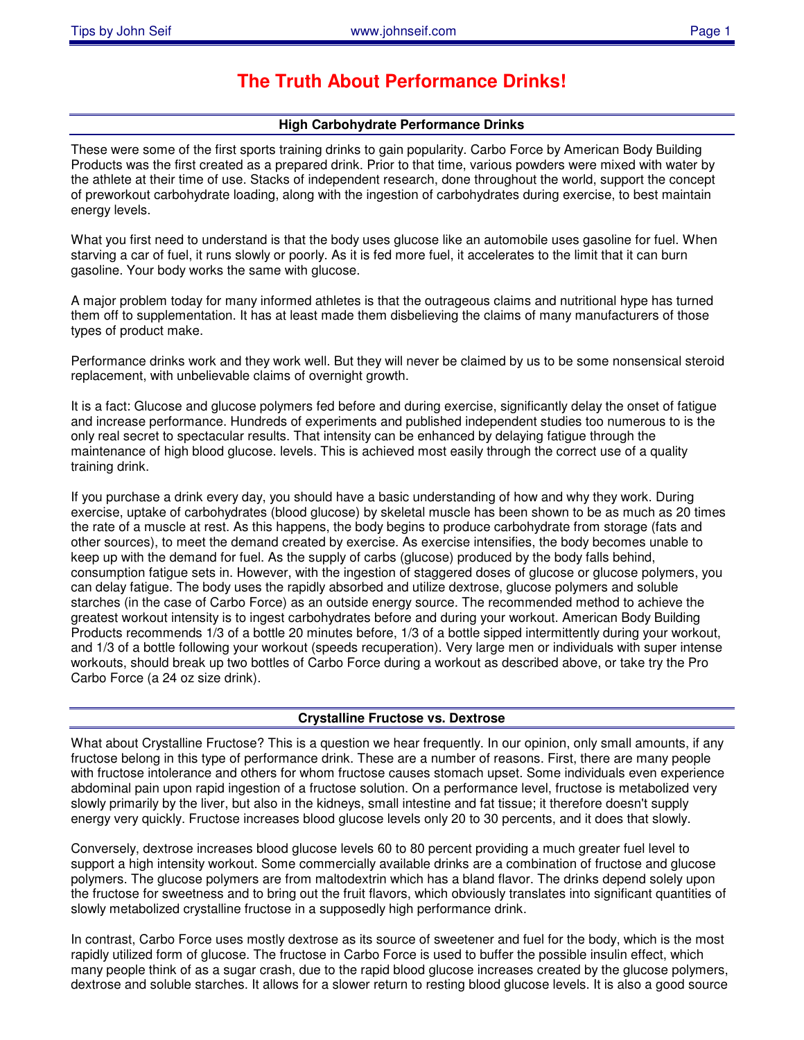# The Truth About Performance Drinks!

## High Carbohydrate Performance Drinks

These were some of the first sports training drinks to gain popularity. Carbo Force by American Body Building Products was the first created as a prepared drink. Prior to that time, various powders were mixed with water by the athlete at their time of use. Stacks of independent research, done throughout the world, support the concept of preworkout carbohydrate loading, along with the ingestion of carbohydrates during exercise, to best maintain energy levels.

What you first need to understand is that the body uses glucose like an automobile uses gasoline for fuel. When starving a car of fuel, it runs slowly or poorly. As it is fed more fuel, it accelerates to the limit that it can burn gasoline. Your body works the same with glucose.

A major problem today for many informed athletes is that the outrageous claims and nutritional hype has turned them off to supplementation. It has at least made them disbelieving the claims of many manufacturers of those types of product make.

Performance drinks work and they work well. But they will never be claimed by us to be some nonsensical steroid replacement, with unbelievable claims of overnight growth.

It is a fact: Glucose and glucose polymers fed before and during exercise, significantly delay the onset of fatigue and increase performance. Hundreds of experiments and published independent studies too numerous to is the only real secret to spectacular results. That intensity can be enhanced by delaying fatigue through the maintenance of high blood glucose. levels. This is achieved most easily through the correct use of a quality training drink.

If you purchase a drink every day, you should have a basic understanding of how and why they work. During exercise, uptake of carbohydrates (blood glucose) by skeletal muscle has been shown to be as much as 20 times the rate of a muscle at rest. As this happens, the body begins to produce carbohydrate from storage (fats and other sources), to meet the demand created by exercise. As exercise intensifies, the body becomes unable to keep up with the demand for fuel. As the supply of carbs (glucose) produced by the body falls behind, consumption fatigue sets in. However, with the ingestion of staggered doses of glucose or glucose polymers, you can delay fatigue. The body uses the rapidly absorbed and utilize dextrose, glucose polymers and soluble starches (in the case of Carbo Force) as an outside energy source. The recommended method to achieve the greatest workout intensity is to ingest carbohydrates before and during your workout. American Body Building Products recommends 1/3 of a bottle 20 minutes before, 1/3 of a bottle sipped intermittently during your workout, and 1/3 of a bottle following your workout (speeds recuperation). Very large men or individuals with super intense workouts, should break up two bottles of Carbo Force during a workout as described above, or take try the Pro Carbo Force (a 24 oz size drink).

## Crystalline Fructose vs. Dextrose

What about Crystalline Fructose? This is a question we hear frequently. In our opinion, only small amounts, if any fructose belong in this type of performance drink. These are a number of reasons. First, there are many people with fructose intolerance and others for whom fructose causes stomach upset. Some individuals even experience abdominal pain upon rapid ingestion of a fructose solution. On a performance level, fructose is metabolized very slowly primarily by the liver, but also in the kidneys, small intestine and fat tissue; it therefore doesn't supply energy very quickly. Fructose increases blood glucose levels only 20 to 30 percents, and it does that slowly.

Conversely, dextrose increases blood glucose levels 60 to 80 percent providing a much greater fuel level to support a high intensity workout. Some commercially available drinks are a combination of fructose and glucose polymers. The glucose polymers are from maltodextrin which has a bland flavor. The drinks depend solely upon the fructose for sweetness and to bring out the fruit flavors, which obviously translates into significant quantities of slowly metabolized crystalline fructose in a supposedly high performance drink.

In contrast, Carbo Force uses mostly dextrose as its source of sweetener and fuel for the body, which is the most rapidly utilized form of glucose. The fructose in Carbo Force is used to buffer the possible insulin effect, which many people think of as a sugar crash, due to the rapid blood glucose increases created by the glucose polymers, dextrose and soluble starches. It allows for a slower return to resting blood glucose levels. It is also a good source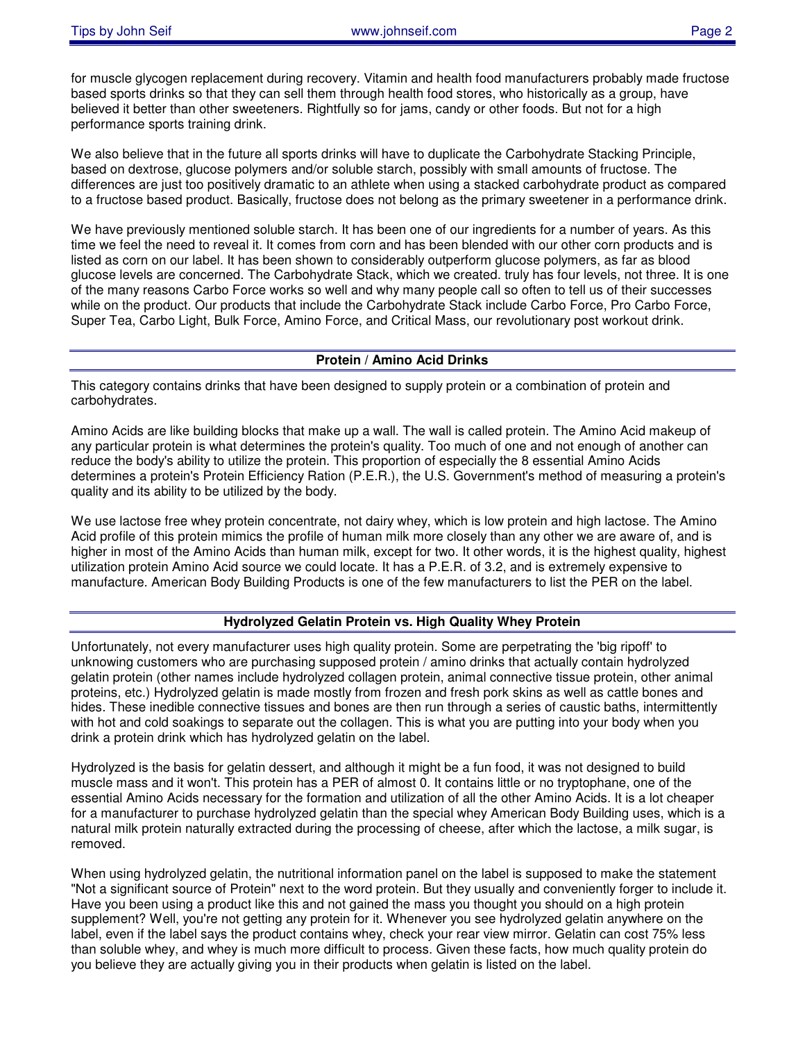for muscle glycogen replacement during recovery. Vitamin and health food manufacturers probably made fructose based sports drinks so that they can sell them through health food stores, who historically as a group, have believed it better than other sweeteners. Rightfully so for jams, candy or other foods. But not for a high performance sports training drink.

We also believe that in the future all sports drinks will have to duplicate the Carbohydrate Stacking Principle, based on dextrose, glucose polymers and/or soluble starch, possibly with small amounts of fructose. The differences are just too positively dramatic to an athlete when using a stacked carbohydrate product as compared to a fructose based product. Basically, fructose does not belong as the primary sweetener in a performance drink.

We have previously mentioned soluble starch. It has been one of our ingredients for a number of years. As this time we feel the need to reveal it. It comes from corn and has been blended with our other corn products and is listed as corn on our label. It has been shown to considerably outperform glucose polymers, as far as blood glucose levels are concerned. The Carbohydrate Stack, which we created. truly has four levels, not three. It is one of the many reasons Carbo Force works so well and why many people call so often to tell us of their successes while on the product. Our products that include the Carbohydrate Stack include Carbo Force, Pro Carbo Force, Super Tea, Carbo Light, Bulk Force, Amino Force, and Critical Mass, our revolutionary post workout drink.

## Protein / Amino Acid Drinks

This category contains drinks that have been designed to supply protein or a combination of protein and carbohydrates.

Amino Acids are like building blocks that make up a wall. The wall is called protein. The Amino Acid makeup of any particular protein is what determines the protein's quality. Too much of one and not enough of another can reduce the body's ability to utilize the protein. This proportion of especially the 8 essential Amino Acids determines a protein's Protein Efficiency Ration (P.E.R.), the U.S. Government's method of measuring a protein's quality and its ability to be utilized by the body.

We use lactose free whey protein concentrate, not dairy whey, which is low protein and high lactose. The Amino Acid profile of this protein mimics the profile of human milk more closely than any other we are aware of, and is higher in most of the Amino Acids than human milk, except for two. It other words, it is the highest quality, highest utilization protein Amino Acid source we could locate. It has a P.E.R. of 3.2, and is extremely expensive to manufacture. American Body Building Products is one of the few manufacturers to list the PER on the label.

## Hydrolyzed Gelatin Protein vs. High Quality Whey Protein

Unfortunately, not every manufacturer uses high quality protein. Some are perpetrating the 'big ripoff' to unknowing customers who are purchasing supposed protein / amino drinks that actually contain hydrolyzed gelatin protein (other names include hydrolyzed collagen protein, animal connective tissue protein, other animal proteins, etc.) Hydrolyzed gelatin is made mostly from frozen and fresh pork skins as well as cattle bones and hides. These inedible connective tissues and bones are then run through a series of caustic baths, intermittently with hot and cold soakings to separate out the collagen. This is what you are putting into your body when you drink a protein drink which has hydrolyzed gelatin on the label.

Hydrolyzed is the basis for gelatin dessert, and although it might be a fun food, it was not designed to build muscle mass and it won't. This protein has a PER of almost 0. It contains little or no tryptophane, one of the essential Amino Acids necessary for the formation and utilization of all the other Amino Acids. It is a lot cheaper for a manufacturer to purchase hydrolyzed gelatin than the special whey American Body Building uses, which is a natural milk protein naturally extracted during the processing of cheese, after which the lactose, a milk sugar, is removed.

When using hydrolyzed gelatin, the nutritional information panel on the label is supposed to make the statement "Not a significant source of Protein" next to the word protein. But they usually and conveniently forger to include it. Have you been using a product like this and not gained the mass you thought you should on a high protein supplement? Well, you're not getting any protein for it. Whenever you see hydrolyzed gelatin anywhere on the label, even if the label says the product contains whey, check your rear view mirror. Gelatin can cost 75% less than soluble whey, and whey is much more difficult to process. Given these facts, how much quality protein do you believe they are actually giving you in their products when gelatin is listed on the label.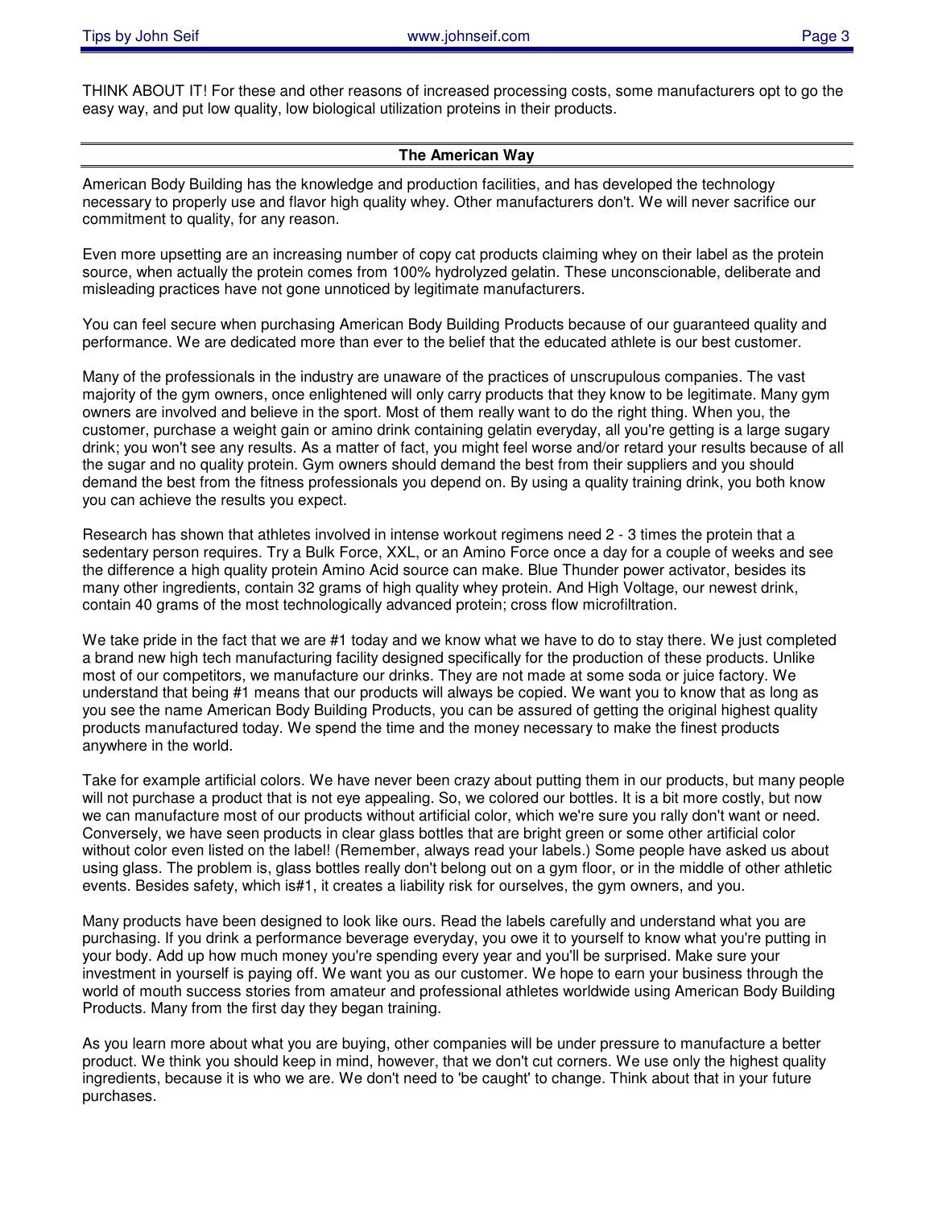THINK ABOUT IT! For these and other reasons of increased processing costs, some manufacturers opt to go the easy way, and put low quality, low biological utilization proteins in their products.

## The American Way

American Body Building has the knowledge and production facilities, and has developed the technology necessary to properly use and flavor high quality whey. Other manufacturers don't. We will never sacrifice our commitment to quality, for any reason.

Even more upsetting are an increasing number of copy cat products claiming whey on their label as the protein source, when actually the protein comes from 100% hydrolyzed gelatin. These unconscionable, deliberate and misleading practices have not gone unnoticed by legitimate manufacturers.

You can feel secure when purchasing American Body Building Products because of our guaranteed quality and performance. We are dedicated more than ever to the belief that the educated athlete is our best customer.

Many of the professionals in the industry are unaware of the practices of unscrupulous companies. The vast majority of the gym owners, once enlightened will only carry products that they know to be legitimate. Many gym owners are involved and believe in the sport. Most of them really want to do the right thing. When you, the customer, purchase a weight gain or amino drink containing gelatin everyday, all you're getting is a large sugary drink; you won't see any results. As a matter of fact, you might feel worse and/or retard your results because of all the sugar and no quality protein. Gym owners should demand the best from their suppliers and you should demand the best from the fitness professionals you depend on. By using a quality training drink, you both know you can achieve the results you expect.

Research has shown that athletes involved in intense workout regimens need 2 - 3 times the protein that a sedentary person requires. Try a Bulk Force, XXL, or an Amino Force once a day for a couple of weeks and see the difference a high quality protein Amino Acid source can make. Blue Thunder power activator, besides its many other ingredients, contain 32 grams of high quality whey protein. And High Voltage, our newest drink, contain 40 grams of the most technologically advanced protein; cross flow microfiltration.

We take pride in the fact that we are #1 today and we know what we have to do to stay there. We just completed a brand new high tech manufacturing facility designed specifically for the production of these products. Unlike most of our competitors, we manufacture our drinks. They are not made at some soda or juice factory. We understand that being #1 means that our products will always be copied. We want you to know that as long as you see the name American Body Building Products, you can be assured of getting the original highest quality products manufactured today. We spend the time and the money necessary to make the finest products anywhere in the world.

Take for example artificial colors. We have never been crazy about putting them in our products, but many people will not purchase a product that is not eye appealing. So, we colored our bottles. It is a bit more costly, but now we can manufacture most of our products without artificial color, which we're sure you rally don't want or need. Conversely, we have seen products in clear glass bottles that are bright green or some other artificial color without color even listed on the label! (Remember, always read your labels.) Some people have asked us about using glass. The problem is, glass bottles really don't belong out on a gym floor, or in the middle of other athletic events. Besides safety, which is#1, it creates a liability risk for ourselves, the gym owners, and you.

Many products have been designed to look like ours. Read the labels carefully and understand what you are purchasing. If you drink a performance beverage everyday, you owe it to yourself to know what you're putting in your body. Add up how much money you're spending every year and you'll be surprised. Make sure your investment in yourself is paying off. We want you as our customer. We hope to earn your business through the world of mouth success stories from amateur and professional athletes worldwide using American Body Building Products. Many from the first day they began training.

As you learn more about what you are buying, other companies will be under pressure to manufacture a better product. We think you should keep in mind, however, that we don't cut corners. We use only the highest quality ingredients, because it is who we are. We don't need to 'be caught' to change. Think about that in your future purchases.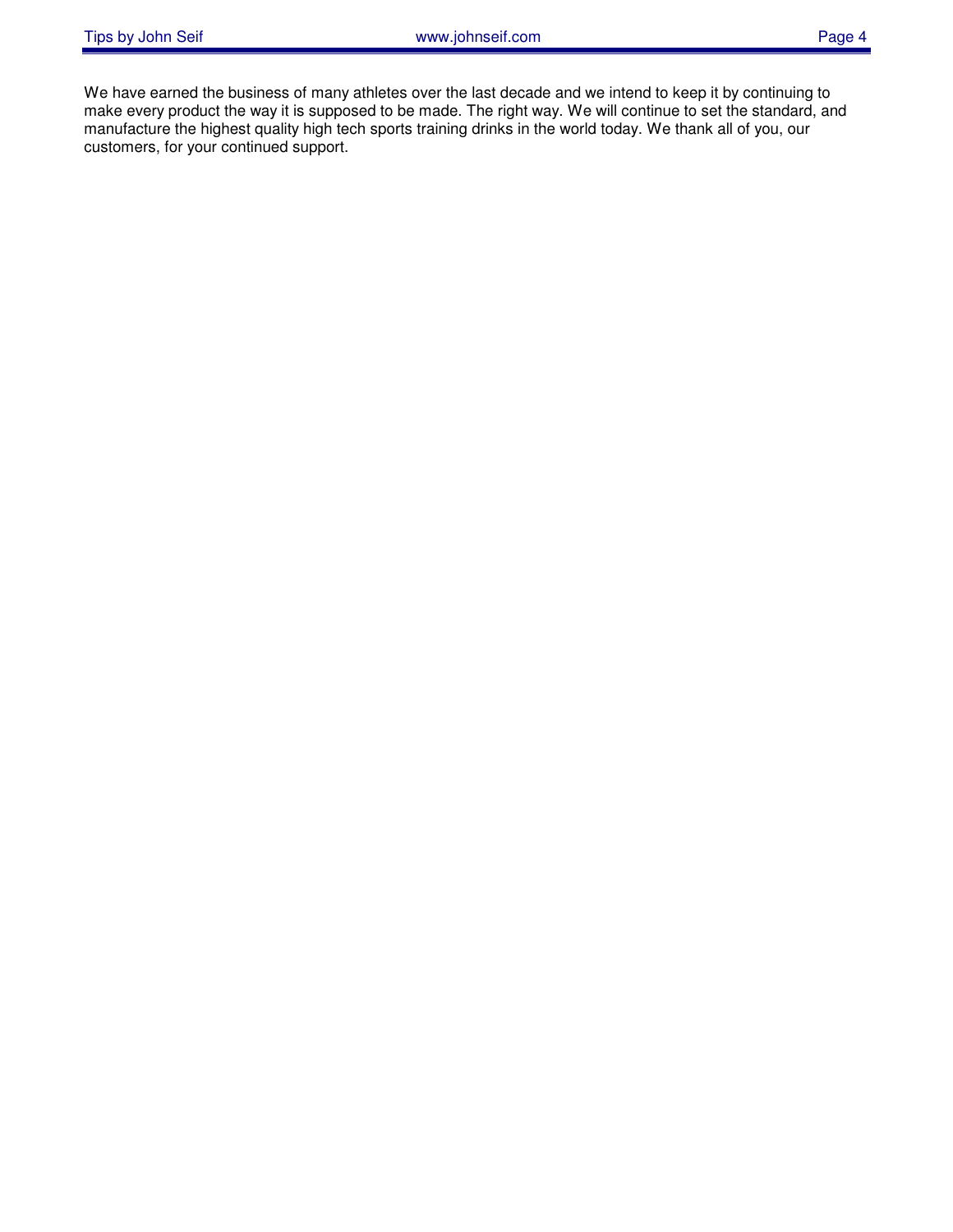We have earned the business of many athletes over the last decade and we intend to keep it by continuing to make every product the way it is supposed to be made. The right way. We will continue to set the standard, and manufacture the highest quality high tech sports training drinks in the world today. We thank all of you, our customers, for your continued support.